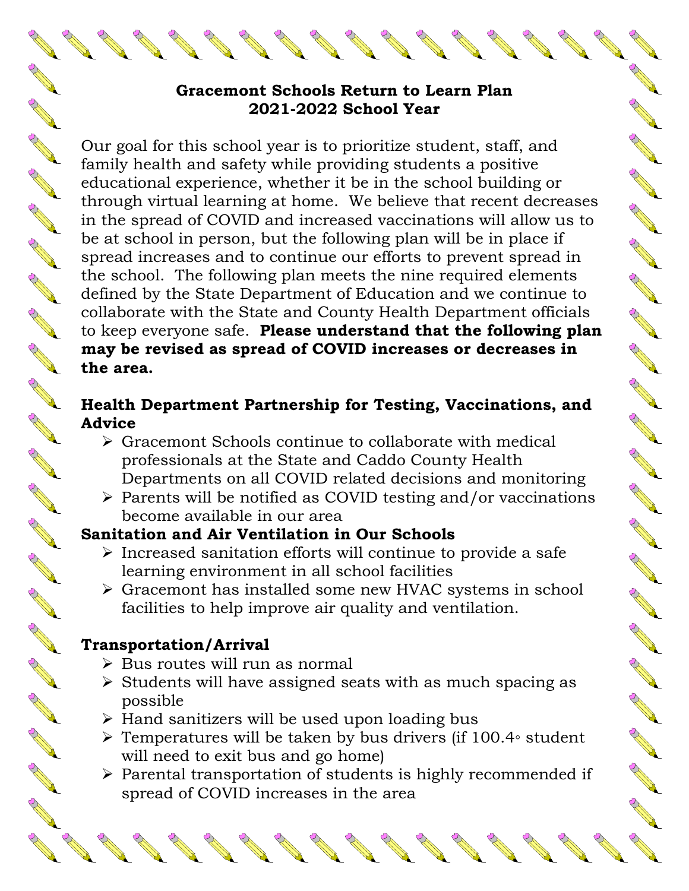# Gracemont Schools Return to Learn Plan
# 2021-2022 School Year

Our goal for this school year is to prioritize student, staff, and family health and safety while providing students a positive educational experience, whether it be in the school building or through virtual learning at home. We believe that recent decreases in the spread of COVID and increased vaccinations will allow us to be at school in person, but the following plan will be in place if spread increases and to continue our efforts to prevent spread in the school. The following plan meets the nine required elements defined by the State Department of Education and we continue to collaborate with the State and County Health Department officials to keep everyone safe. **Please understand that the following plan may be revised as spread of COVID increases or decreases in the area.**

## Health Department Partnership for Testing, Vaccinations, and Advice

- Gracemont Schools continue to collaborate with medical professionals at the State and Caddo County Health Departments on all COVID related decisions and monitoring
- Parents will be notified as COVID testing and/or vaccinations become available in our area

## Sanitation and Air Ventilation in Our Schools

- Increased sanitation efforts will continue to provide a safe learning environment in all school facilities
- Gracemont has installed some new HVAC systems in school facilities to help improve air quality and ventilation.

## Transportation/Arrival

- Bus routes will run as normal
- Students will have assigned seats with as much spacing as possible
- Hand sanitizers will be used upon loading bus
- Temperatures will be taken by bus drivers (if 100.4◦ student will need to exit bus and go home)
- Parental transportation of students is highly recommended if spread of COVID increases in the area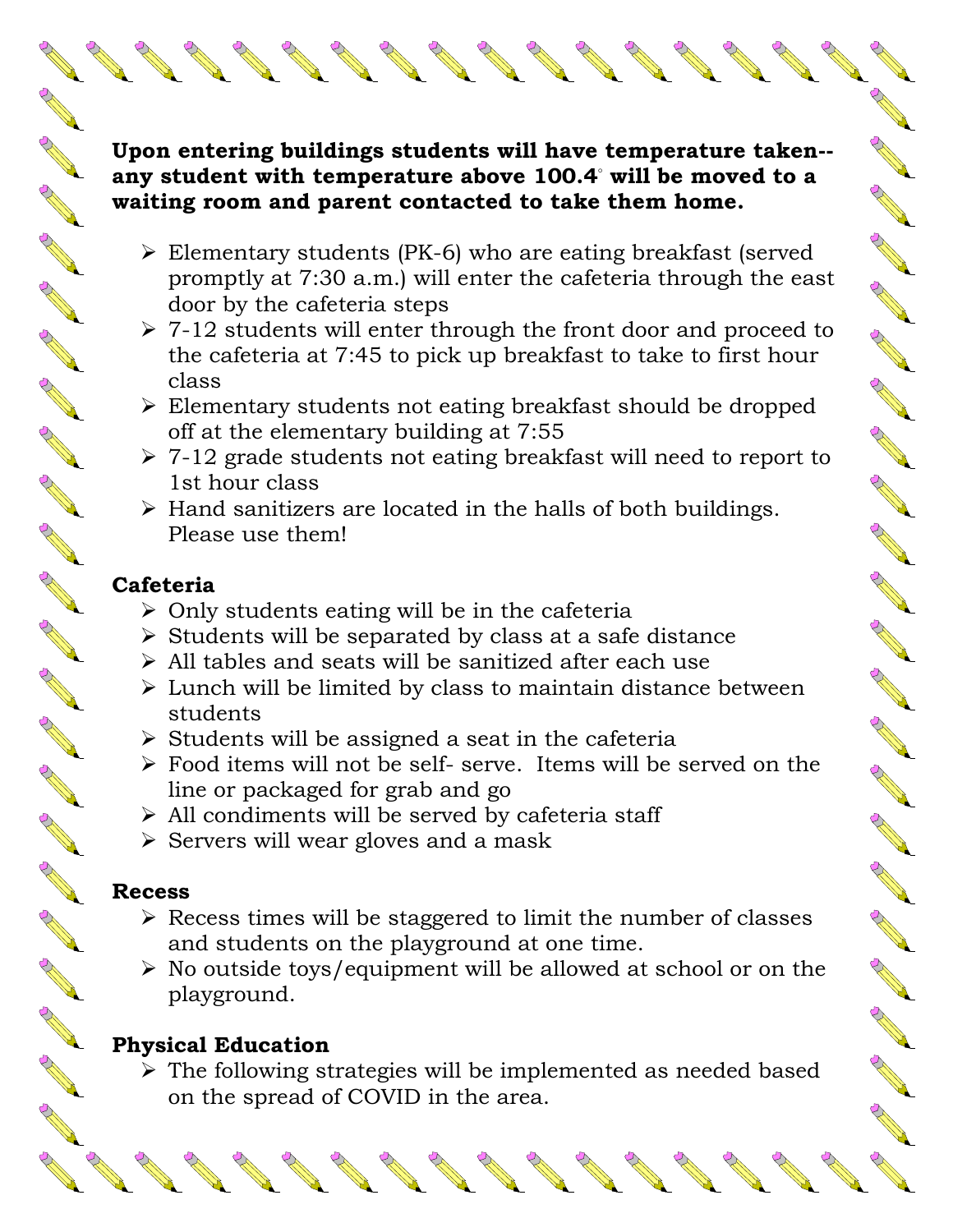**Upon entering buildings students will have temperature taken--any student with temperature above 100.4° will be moved to a waiting room and parent contacted to take them home.**

- Elementary students (PK-6) who are eating breakfast (served promptly at 7:30 a.m.) will enter the cafeteria through the east door by the cafeteria steps
- 7-12 students will enter through the front door and proceed to the cafeteria at 7:45 to pick up breakfast to take to first hour class
- Elementary students not eating breakfast should be dropped off at the elementary building at 7:55
- 7-12 grade students not eating breakfast will need to report to 1st hour class
- Hand sanitizers are located in the halls of both buildings. Please use them!

**Cafeteria**

- Only students eating will be in the cafeteria
- Students will be separated by class at a safe distance
- All tables and seats will be sanitized after each use
- Lunch will be limited by class to maintain distance between students
- Students will be assigned a seat in the cafeteria
- Food items will not be self- serve. Items will be served on the line or packaged for grab and go
- All condiments will be served by cafeteria staff
- Servers will wear gloves and a mask

**Recess**

- Recess times will be staggered to limit the number of classes and students on the playground at one time.
- No outside toys/equipment will be allowed at school or on the playground.

**Physical Education**

- The following strategies will be implemented as needed based on the spread of COVID in the area.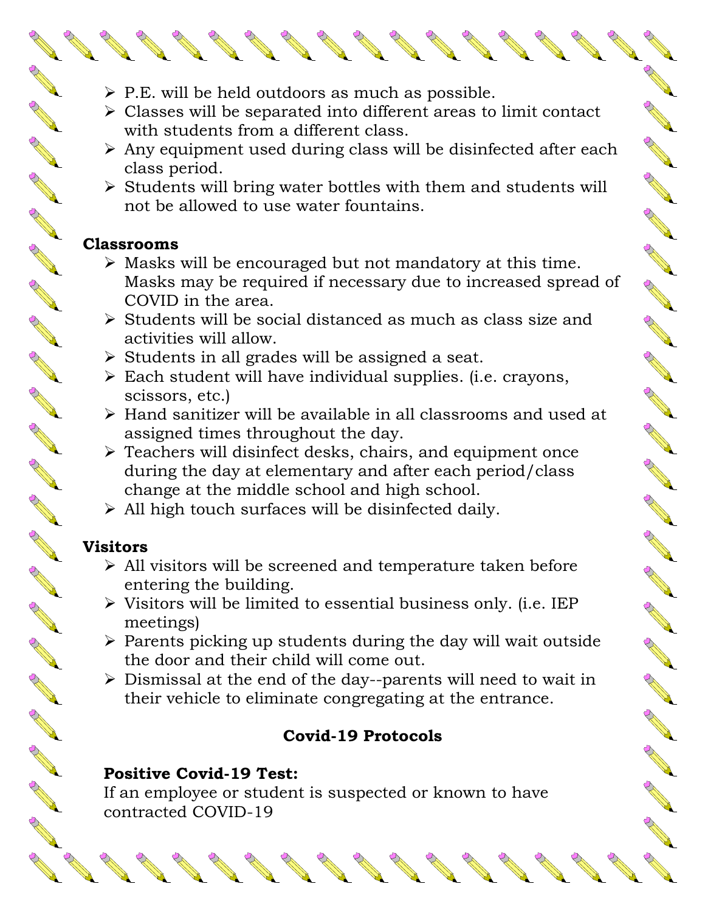- P.E. will be held outdoors as much as possible.
- Classes will be separated into different areas to limit contact with students from a different class.
- Any equipment used during class will be disinfected after each class period.
- Students will bring water bottles with them and students will not be allowed to use water fountains.

**Classrooms**

- Masks will be encouraged but not mandatory at this time. Masks may be required if necessary due to increased spread of COVID in the area.
- Students will be social distanced as much as class size and activities will allow.
- Students in all grades will be assigned a seat.
- Each student will have individual supplies. (i.e. crayons, scissors, etc.)
- Hand sanitizer will be available in all classrooms and used at assigned times throughout the day.
- Teachers will disinfect desks, chairs, and equipment once during the day at elementary and after each period/class change at the middle school and high school.
- All high touch surfaces will be disinfected daily.

**Visitors**

- All visitors will be screened and temperature taken before entering the building.
- Visitors will be limited to essential business only. (i.e. IEP meetings)
- Parents picking up students during the day will wait outside the door and their child will come out.
- Dismissal at the end of the day--parents will need to wait in their vehicle to eliminate congregating at the entrance.

## Covid-19 Protocols

**Positive Covid-19 Test:**

If an employee or student is suspected or known to have contracted COVID-19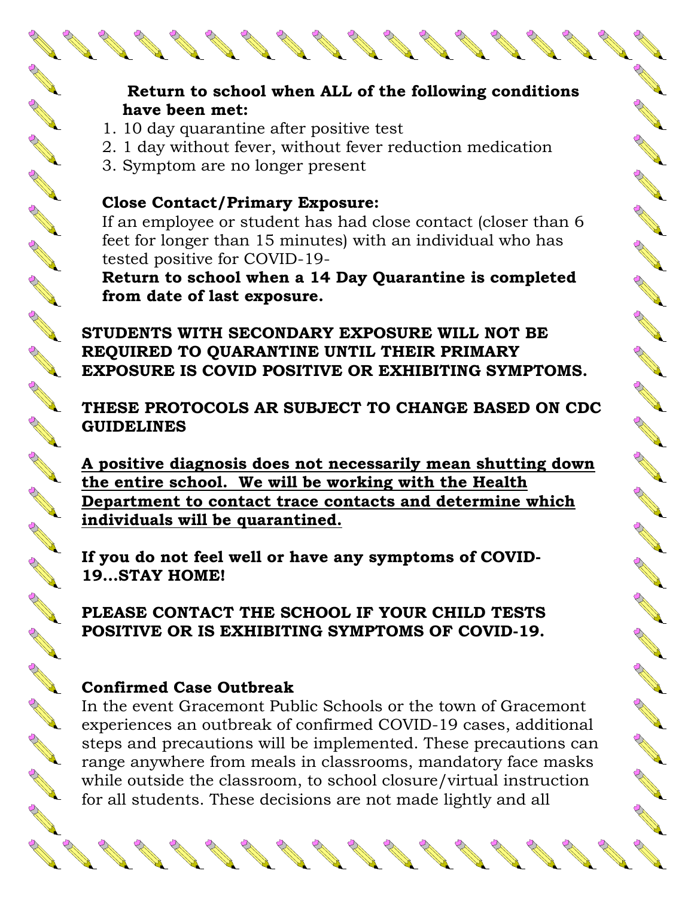**Return to school when ALL of the following conditions have been met:**

1. 10 day quarantine after positive test
2. 1 day without fever, without fever reduction medication
3. Symptom are no longer present

**Close Contact/Primary Exposure:**

If an employee or student has had close contact (closer than 6 feet for longer than 15 minutes) with an individual who has tested positive for COVID-19-

**Return to school when a 14 Day Quarantine is completed from date of last exposure.**

**STUDENTS WITH SECONDARY EXPOSURE WILL NOT BE REQUIRED TO QUARANTINE UNTIL THEIR PRIMARY EXPOSURE IS COVID POSITIVE OR EXHIBITING SYMPTOMS.**

**THESE PROTOCOLS AR SUBJECT TO CHANGE BASED ON CDC GUIDELINES**

**<u>A positive diagnosis does not necessarily mean shutting down the entire school. We will be working with the Health Department to contact trace contacts and determine which individuals will be quarantined.</u>**

**If you do not feel well or have any symptoms of COVID-19…STAY HOME!**

**PLEASE CONTACT THE SCHOOL IF YOUR CHILD TESTS POSITIVE OR IS EXHIBITING SYMPTOMS OF COVID-19.**

**Confirmed Case Outbreak**

In the event Gracemont Public Schools or the town of Gracemont experiences an outbreak of confirmed COVID-19 cases, additional steps and precautions will be implemented. These precautions can range anywhere from meals in classrooms, mandatory face masks while outside the classroom, to school closure/virtual instruction for all students. These decisions are not made lightly and all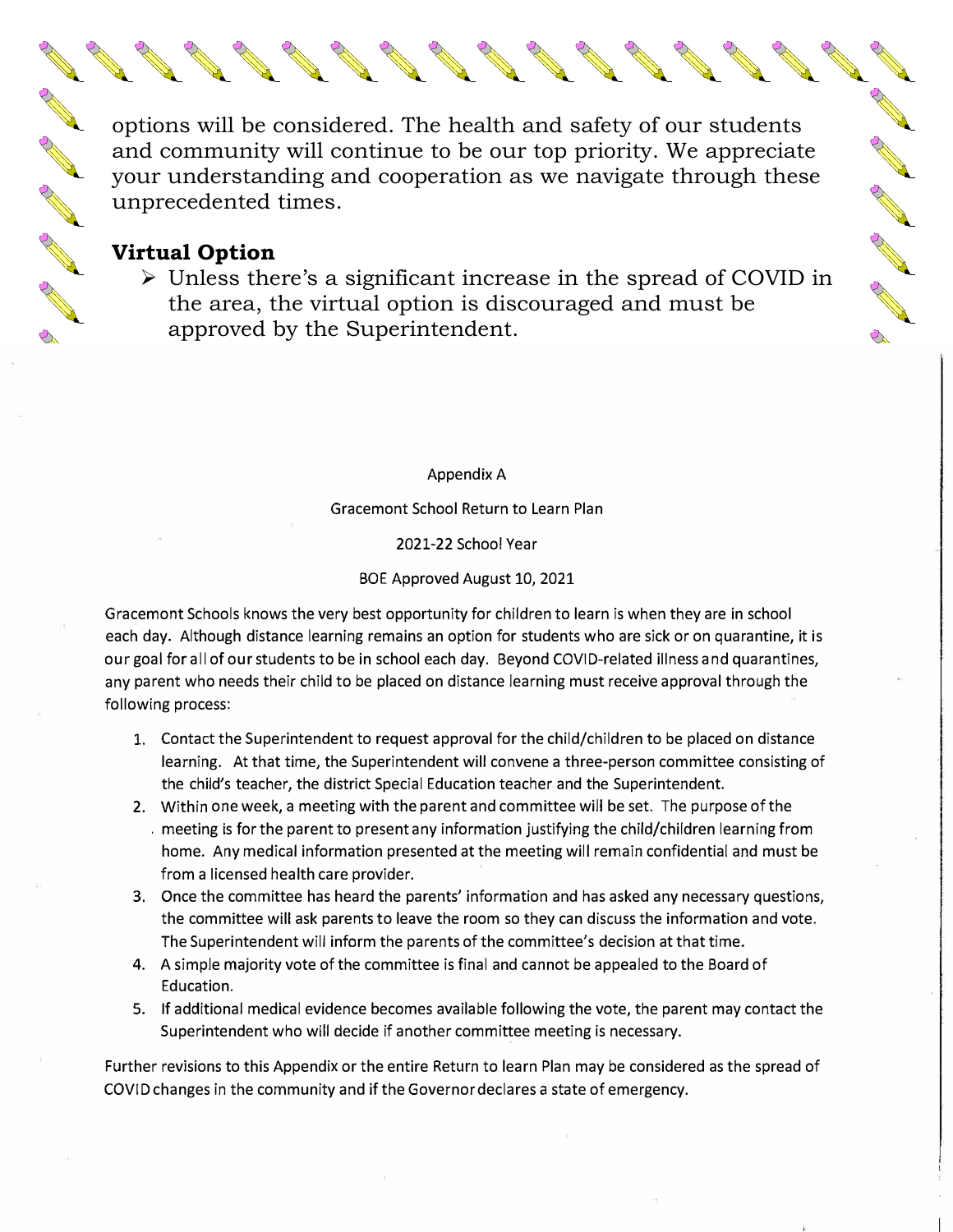options will be considered. The health and safety of our students and community will continue to be our top priority. We appreciate your understanding and cooperation as we navigate through these unprecedented times.

### Virtual Option

- Unless there's a significant increase in the spread of COVID in the area, the virtual option is discouraged and must be approved by the Superintendent.

Appendix A

Gracemont School Return to Learn Plan

2021-22 School Year

BOE Approved August 10, 2021

Gracemont Schools knows the very best opportunity for children to learn is when they are in school each day. Although distance learning remains an option for students who are sick or on quarantine, it is our goal for all of our students to be in school each day. Beyond COVID-related illness and quarantines, any parent who needs their child to be placed on distance learning must receive approval through the following process:

1. Contact the Superintendent to request approval for the child/children to be placed on distance learning. At that time, the Superintendent will convene a three-person committee consisting of the child's teacher, the district Special Education teacher and the Superintendent.
2. Within one week, a meeting with the parent and committee will be set. The purpose of the meeting is for the parent to present any information justifying the child/children learning from home. Any medical information presented at the meeting will remain confidential and must be from a licensed health care provider.
3. Once the committee has heard the parents' information and has asked any necessary questions, the committee will ask parents to leave the room so they can discuss the information and vote. The Superintendent will inform the parents of the committee's decision at that time.
4. A simple majority vote of the committee is final and cannot be appealed to the Board of Education.
5. If additional medical evidence becomes available following the vote, the parent may contact the Superintendent who will decide if another committee meeting is necessary.

Further revisions to this Appendix or the entire Return to learn Plan may be considered as the spread of COVID changes in the community and if the Governor declares a state of emergency.